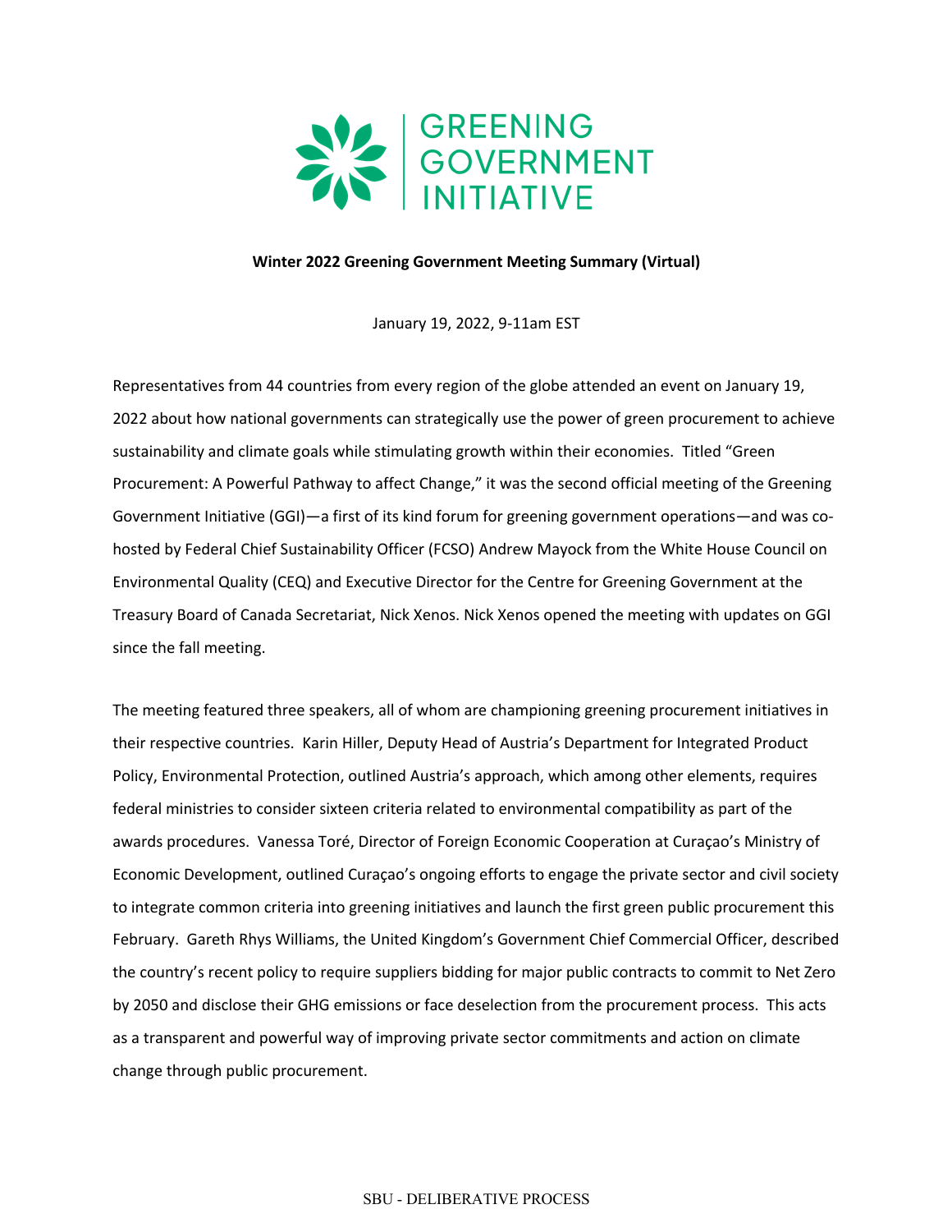GREENING GOVERNMENT INITIATIVE

**Winter 2022 Greening Government Meeting Summary (Virtual)**

January 19, 2022, 9-11am EST

Representatives from 44 countries from every region of the globe attended an event on January 19, 2022 about how national governments can strategically use the power of green procurement to achieve sustainability and climate goals while stimulating growth within their economies. Titled "Green Procurement: A Powerful Pathway to affect Change," it was the second official meeting of the Greening Government Initiative (GGI)—a first of its kind forum for greening government operations—and was co-hosted by Federal Chief Sustainability Officer (FCSO) Andrew Mayock from the White House Council on Environmental Quality (CEQ) and Executive Director for the Centre for Greening Government at the Treasury Board of Canada Secretariat, Nick Xenos. Nick Xenos opened the meeting with updates on GGI since the fall meeting.

The meeting featured three speakers, all of whom are championing greening procurement initiatives in their respective countries. Karin Hiller, Deputy Head of Austria's Department for Integrated Product Policy, Environmental Protection, outlined Austria's approach, which among other elements, requires federal ministries to consider sixteen criteria related to environmental compatibility as part of the awards procedures. Vanessa Toré, Director of Foreign Economic Cooperation at Curaçao's Ministry of Economic Development, outlined Curaçao's ongoing efforts to engage the private sector and civil society to integrate common criteria into greening initiatives and launch the first green public procurement this February. Gareth Rhys Williams, the United Kingdom's Government Chief Commercial Officer, described the country's recent policy to require suppliers bidding for major public contracts to commit to Net Zero by 2050 and disclose their GHG emissions or face deselection from the procurement process. This acts as a transparent and powerful way of improving private sector commitments and action on climate change through public procurement.

SBU - DELIBERATIVE PROCESS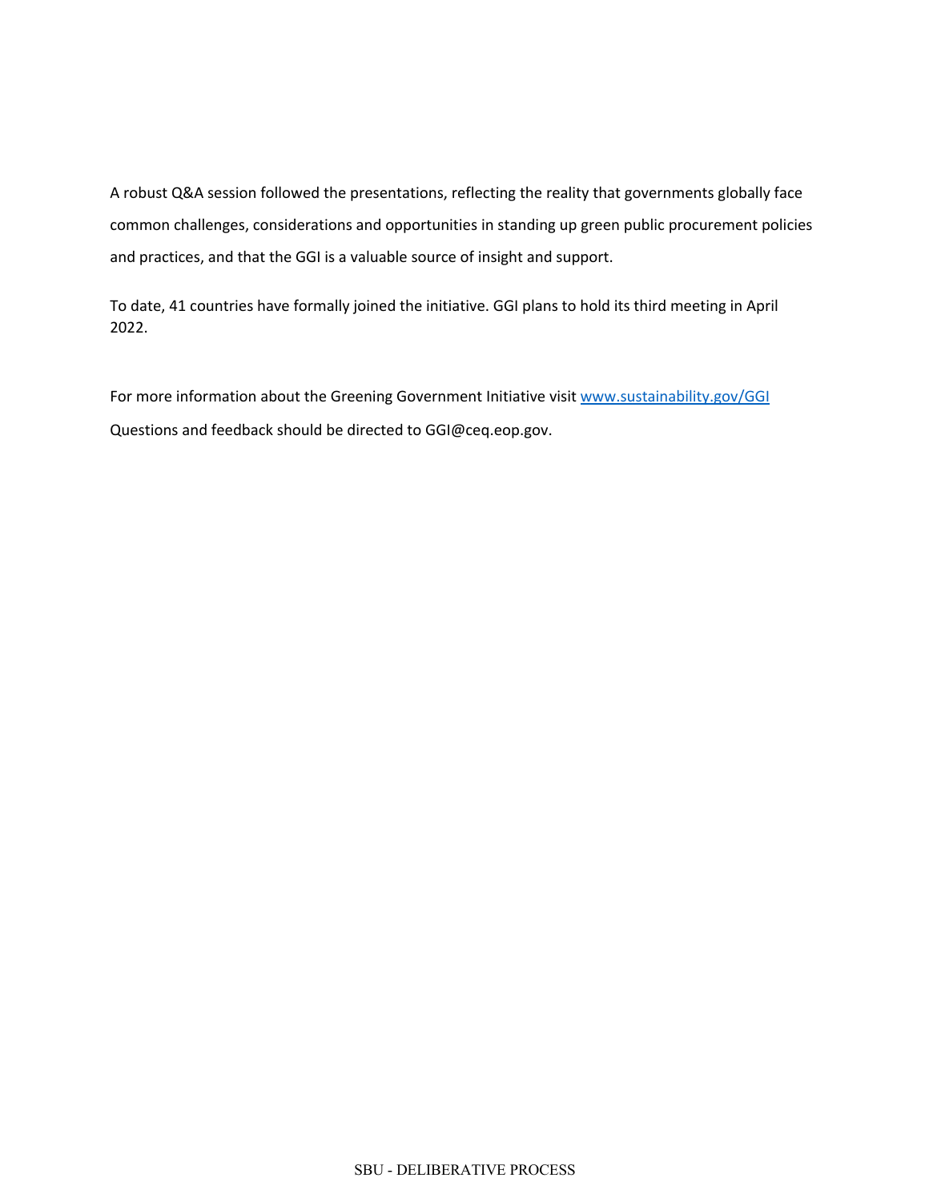A robust Q&A session followed the presentations, reflecting the reality that governments globally face common challenges, considerations and opportunities in standing up green public procurement policies and practices, and that the GGI is a valuable source of insight and support.

To date, 41 countries have formally joined the initiative. GGI plans to hold its third meeting in April 2022.

For more information about the Greening Government Initiative visit [www.sustainability.gov/GGI](www.sustainability.gov/GGI)
Questions and feedback should be directed to GGI@ceq.eop.gov.

SBU - DELIBERATIVE PROCESS